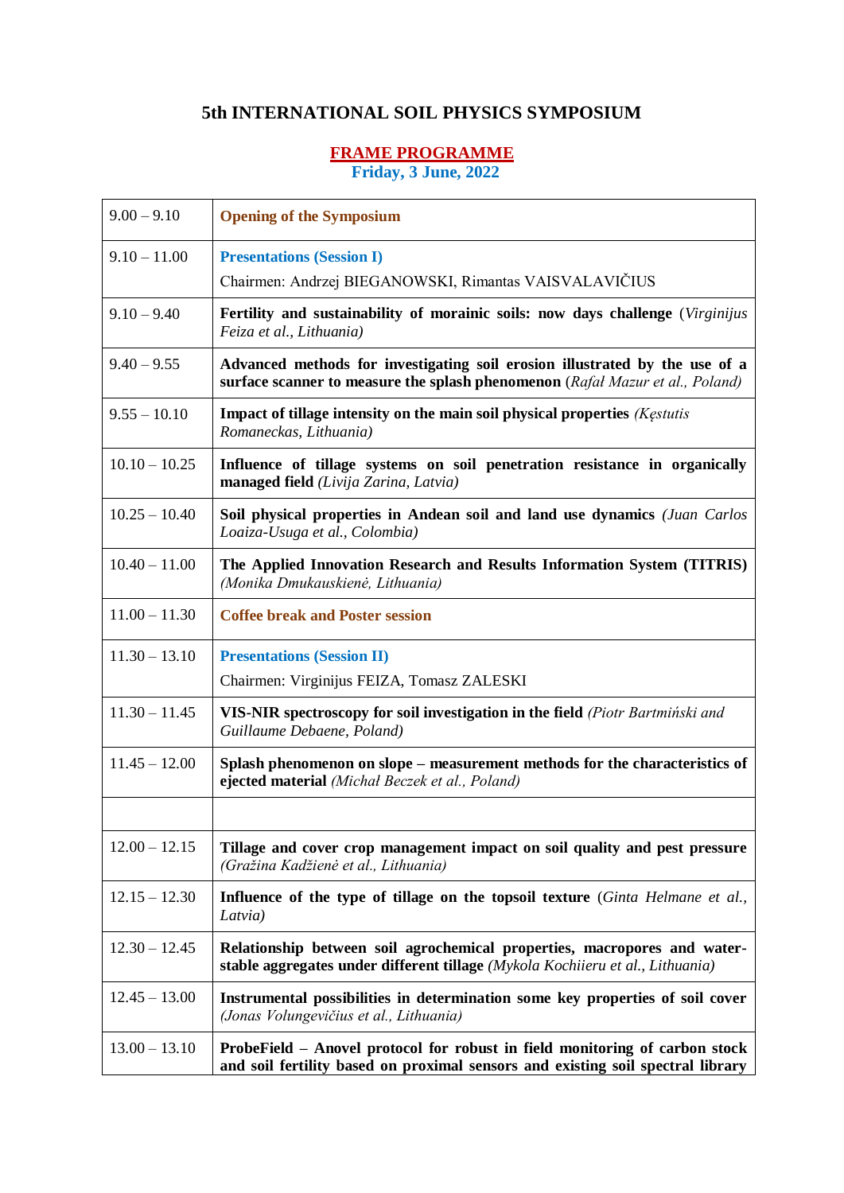# 5th INTERNATIONAL SOIL PHYSICS SYMPOSIUM

## FRAME PROGRAMME

**Friday, 3 June, 2022**

| | |
|---|---|
| 9.00 – 9.10 | **Opening of the Symposium** |
| 9.10 – 11.00 | **Presentations (Session I)**<br>Chairmen: Andrzej BIEGANOWSKI, Rimantas VAISVALAVIČIUS |
| 9.10 – 9.40 | **Fertility and sustainability of morainic soils: now days challenge** (*Virginijus Feiza et al., Lithuania)* |
| 9.40 – 9.55 | **Advanced methods for investigating soil erosion illustrated by the use of a surface scanner to measure the splash phenomenon** (*Rafał Mazur et al., Poland)* |
| 9.55 – 10.10 | **Impact of tillage intensity on the main soil physical properties** *(Kęstutis Romaneckas, Lithuania)* |
| 10.10 – 10.25 | **Influence of tillage systems on soil penetration resistance in organically managed field** *(Livija Zarina, Latvia)* |
| 10.25 – 10.40 | **Soil physical properties in Andean soil and land use dynamics** *(Juan Carlos Loaiza-Usuga et al., Colombia)* |
| 10.40 – 11.00 | **The Applied Innovation Research and Results Information System (TITRIS)** *(Monika Dmukauskienė, Lithuania)* |
| 11.00 – 11.30 | **Coffee break and Poster session** |
| 11.30 – 13.10 | **Presentations (Session II)**<br>Chairmen: Virginijus FEIZA, Tomasz ZALESKI |
| 11.30 – 11.45 | **VIS-NIR spectroscopy for soil investigation in the field** *(Piotr Bartmiński and Guillaume Debaene, Poland)* |
| 11.45 – 12.00 | **Splash phenomenon on slope – measurement methods for the characteristics of ejected material** *(Michał Beczek et al., Poland)* |
| | |
| 12.00 – 12.15 | **Tillage and cover crop management impact on soil quality and pest pressure** *(Gražina Kadžienė et al., Lithuania)* |
| 12.15 – 12.30 | **Influence of the type of tillage on the topsoil texture** (*Ginta Helmane et al., Latvia)* |
| 12.30 – 12.45 | **Relationship between soil agrochemical properties, macropores and water-stable aggregates under different tillage** *(Mykola Kochiieru et al., Lithuania)* |
| 12.45 – 13.00 | **Instrumental possibilities in determination some key properties of soil cover** *(Jonas Volungevičius et al., Lithuania)* |
| 13.00 – 13.10 | **ProbeField – Anovel protocol for robust in field monitoring of carbon stock and soil fertility based on proximal sensors and existing soil spectral library** |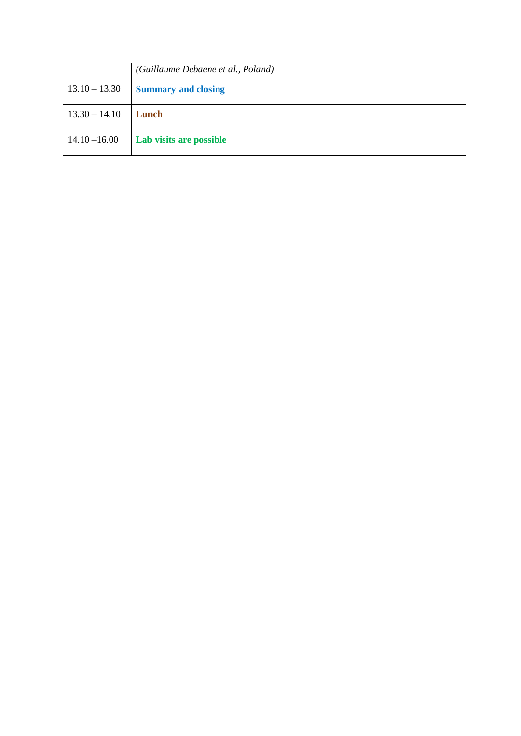| | |
|---|---|
| | *(Guillaume Debaene et al., Poland)* |
| 13.10 – 13.30 | **Summary and closing** |
| 13.30 – 14.10 | **Lunch** |
| 14.10 –16.00 | **Lab visits are possible** |